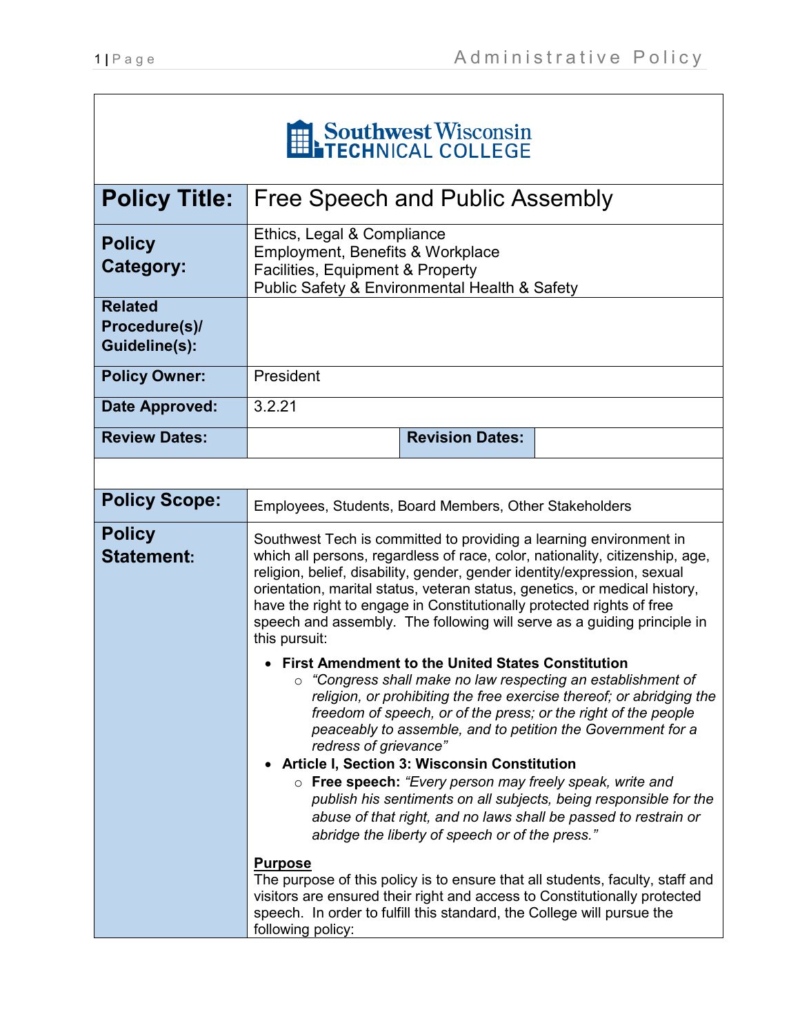**Southwest Wisconsin TECHNICAL COLLEGE**

| | |
|---|---|
| **Policy Title:** | Free Speech and Public Assembly |
| **Policy Category:** | Ethics, Legal & Compliance<br>Employment, Benefits & Workplace<br>Facilities, Equipment & Property<br>Public Safety & Environmental Health & Safety |
| **Related Procedure(s)/ Guideline(s):** | |
| **Policy Owner:** | President |
| **Date Approved:** | 3.2.21 |
| **Review Dates:** | **Revision Dates:** |
| **Policy Scope:** | Employees, Students, Board Members, Other Stakeholders |

**Policy Statement:**

Southwest Tech is committed to providing a learning environment in which all persons, regardless of race, color, nationality, citizenship, age, religion, belief, disability, gender, gender identity/expression, sexual orientation, marital status, veteran status, genetics, or medical history, have the right to engage in Constitutionally protected rights of free speech and assembly. The following will serve as a guiding principle in this pursuit:

- **First Amendment to the United States Constitution**
  - *"Congress shall make no law respecting an establishment of religion, or prohibiting the free exercise thereof; or abridging the freedom of speech, or of the press; or the right of the people peaceably to assemble, and to petition the Government for a redress of grievance"*
- **Article I, Section 3: Wisconsin Constitution**
  - **Free speech:** *"Every person may freely speak, write and publish his sentiments on all subjects, being responsible for the abuse of that right, and no laws shall be passed to restrain or abridge the liberty of speech or of the press."*

**Purpose**

The purpose of this policy is to ensure that all students, faculty, staff and visitors are ensured their right and access to Constitutionally protected speech. In order to fulfill this standard, the College will pursue the following policy: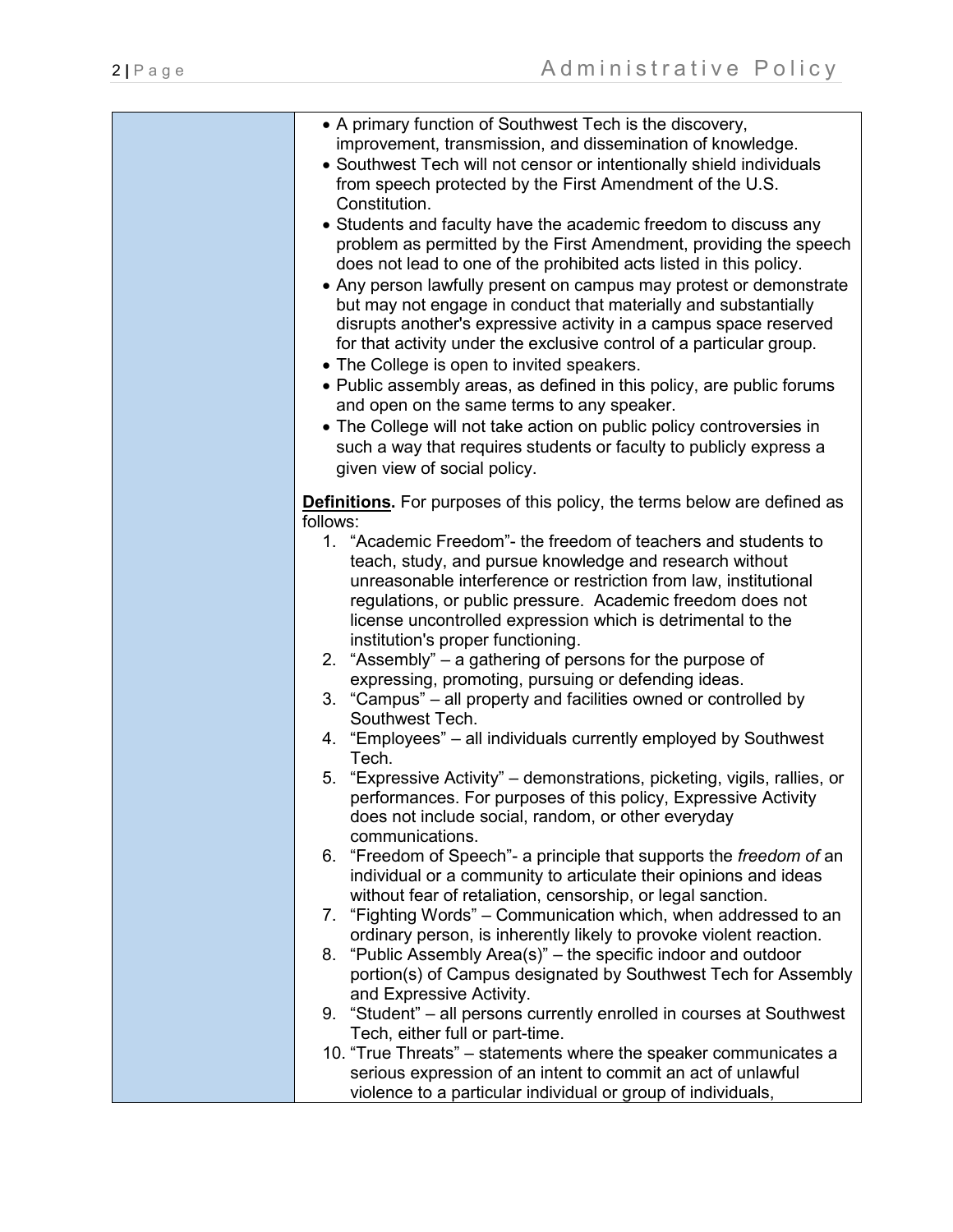- A primary function of Southwest Tech is the discovery, improvement, transmission, and dissemination of knowledge.
- Southwest Tech will not censor or intentionally shield individuals from speech protected by the First Amendment of the U.S. Constitution.
- Students and faculty have the academic freedom to discuss any problem as permitted by the First Amendment, providing the speech does not lead to one of the prohibited acts listed in this policy.
- Any person lawfully present on campus may protest or demonstrate but may not engage in conduct that materially and substantially disrupts another's expressive activity in a campus space reserved for that activity under the exclusive control of a particular group.
- The College is open to invited speakers.
- Public assembly areas, as defined in this policy, are public forums and open on the same terms to any speaker.
- The College will not take action on public policy controversies in such a way that requires students or faculty to publicly express a given view of social policy.

**Definitions.** For purposes of this policy, the terms below are defined as follows:

1. "Academic Freedom"- the freedom of teachers and students to teach, study, and pursue knowledge and research without unreasonable interference or restriction from law, institutional regulations, or public pressure. Academic freedom does not license uncontrolled expression which is detrimental to the institution's proper functioning.
2. "Assembly" – a gathering of persons for the purpose of expressing, promoting, pursuing or defending ideas.
3. "Campus" – all property and facilities owned or controlled by Southwest Tech.
4. "Employees" – all individuals currently employed by Southwest Tech.
5. "Expressive Activity" – demonstrations, picketing, vigils, rallies, or performances. For purposes of this policy, Expressive Activity does not include social, random, or other everyday communications.
6. "Freedom of Speech"- a principle that supports the *freedom of* an individual or a community to articulate their opinions and ideas without fear of retaliation, censorship, or legal sanction.
7. "Fighting Words" – Communication which, when addressed to an ordinary person, is inherently likely to provoke violent reaction.
8. "Public Assembly Area(s)" – the specific indoor and outdoor portion(s) of Campus designated by Southwest Tech for Assembly and Expressive Activity.
9. "Student" – all persons currently enrolled in courses at Southwest Tech, either full or part-time.
10. "True Threats" – statements where the speaker communicates a serious expression of an intent to commit an act of unlawful violence to a particular individual or group of individuals,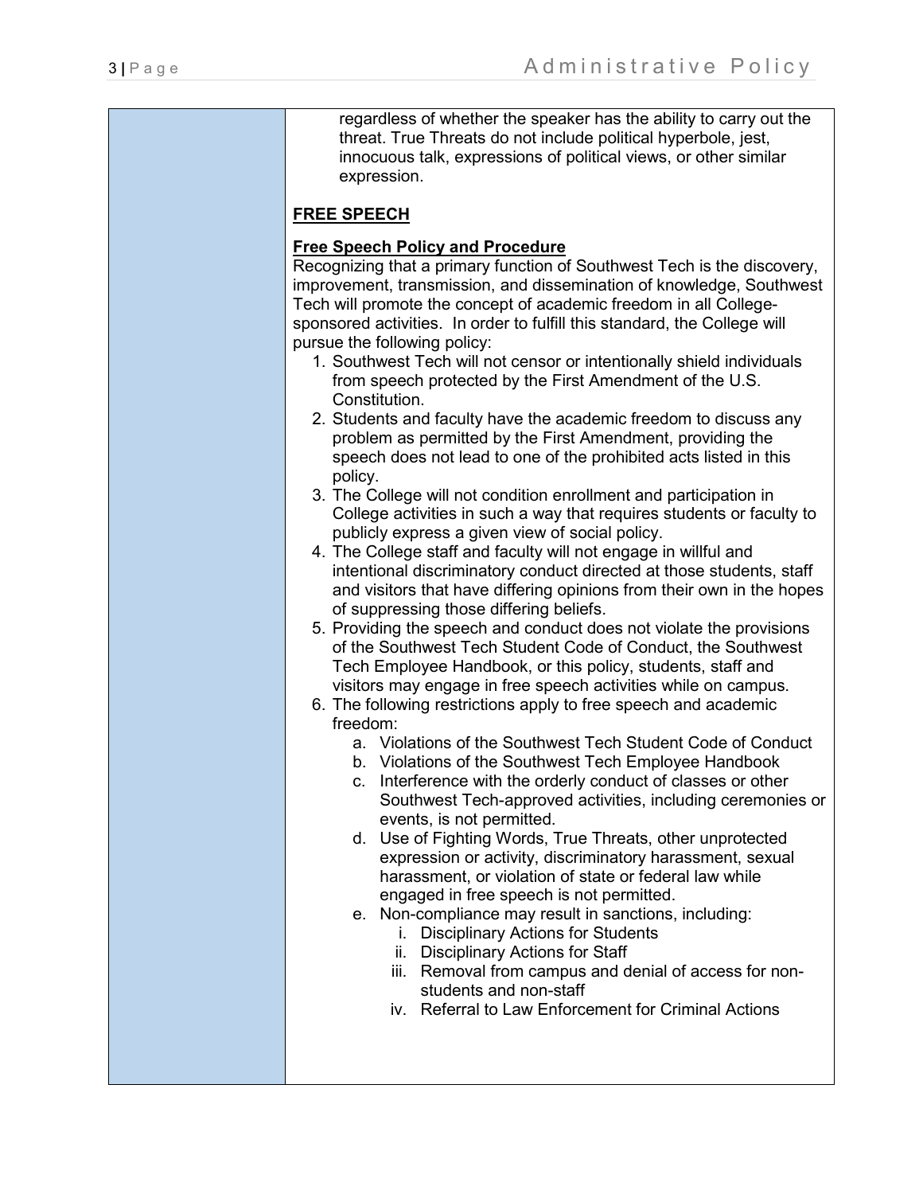regardless of whether the speaker has the ability to carry out the threat. True Threats do not include political hyperbole, jest, innocuous talk, expressions of political views, or other similar expression.

## FREE SPEECH

### Free Speech Policy and Procedure

Recognizing that a primary function of Southwest Tech is the discovery, improvement, transmission, and dissemination of knowledge, Southwest Tech will promote the concept of academic freedom in all College-sponsored activities. In order to fulfill this standard, the College will pursue the following policy:

1. Southwest Tech will not censor or intentionally shield individuals from speech protected by the First Amendment of the U.S. Constitution.
2. Students and faculty have the academic freedom to discuss any problem as permitted by the First Amendment, providing the speech does not lead to one of the prohibited acts listed in this policy.
3. The College will not condition enrollment and participation in College activities in such a way that requires students or faculty to publicly express a given view of social policy.
4. The College staff and faculty will not engage in willful and intentional discriminatory conduct directed at those students, staff and visitors that have differing opinions from their own in the hopes of suppressing those differing beliefs.
5. Providing the speech and conduct does not violate the provisions of the Southwest Tech Student Code of Conduct, the Southwest Tech Employee Handbook, or this policy, students, staff and visitors may engage in free speech activities while on campus.
6. The following restrictions apply to free speech and academic freedom:
   a. Violations of the Southwest Tech Student Code of Conduct
   b. Violations of the Southwest Tech Employee Handbook
   c. Interference with the orderly conduct of classes or other Southwest Tech-approved activities, including ceremonies or events, is not permitted.
   d. Use of Fighting Words, True Threats, other unprotected expression or activity, discriminatory harassment, sexual harassment, or violation of state or federal law while engaged in free speech is not permitted.
   e. Non-compliance may result in sanctions, including:
      i. Disciplinary Actions for Students
      ii. Disciplinary Actions for Staff
      iii. Removal from campus and denial of access for non-students and non-staff
      iv. Referral to Law Enforcement for Criminal Actions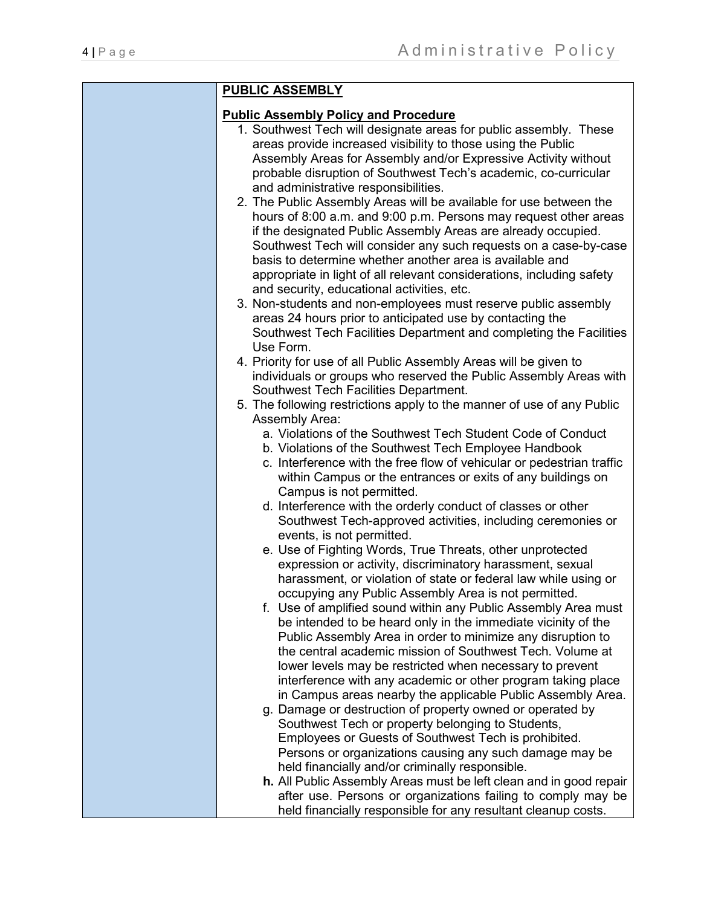**PUBLIC ASSEMBLY**

**Public Assembly Policy and Procedure**

1. Southwest Tech will designate areas for public assembly. These areas provide increased visibility to those using the Public Assembly Areas for Assembly and/or Expressive Activity without probable disruption of Southwest Tech's academic, co-curricular and administrative responsibilities.
2. The Public Assembly Areas will be available for use between the hours of 8:00 a.m. and 9:00 p.m. Persons may request other areas if the designated Public Assembly Areas are already occupied. Southwest Tech will consider any such requests on a case-by-case basis to determine whether another area is available and appropriate in light of all relevant considerations, including safety and security, educational activities, etc.
3. Non-students and non-employees must reserve public assembly areas 24 hours prior to anticipated use by contacting the Southwest Tech Facilities Department and completing the Facilities Use Form.
4. Priority for use of all Public Assembly Areas will be given to individuals or groups who reserved the Public Assembly Areas with Southwest Tech Facilities Department.
5. The following restrictions apply to the manner of use of any Public Assembly Area:
   a. Violations of the Southwest Tech Student Code of Conduct
   b. Violations of the Southwest Tech Employee Handbook
   c. Interference with the free flow of vehicular or pedestrian traffic within Campus or the entrances or exits of any buildings on Campus is not permitted.
   d. Interference with the orderly conduct of classes or other Southwest Tech-approved activities, including ceremonies or events, is not permitted.
   e. Use of Fighting Words, True Threats, other unprotected expression or activity, discriminatory harassment, sexual harassment, or violation of state or federal law while using or occupying any Public Assembly Area is not permitted.
   f. Use of amplified sound within any Public Assembly Area must be intended to be heard only in the immediate vicinity of the Public Assembly Area in order to minimize any disruption to the central academic mission of Southwest Tech. Volume at lower levels may be restricted when necessary to prevent interference with any academic or other program taking place in Campus areas nearby the applicable Public Assembly Area.
   g. Damage or destruction of property owned or operated by Southwest Tech or property belonging to Students, Employees or Guests of Southwest Tech is prohibited. Persons or organizations causing any such damage may be held financially and/or criminally responsible.
   **h.** All Public Assembly Areas must be left clean and in good repair after use. Persons or organizations failing to comply may be held financially responsible for any resultant cleanup costs.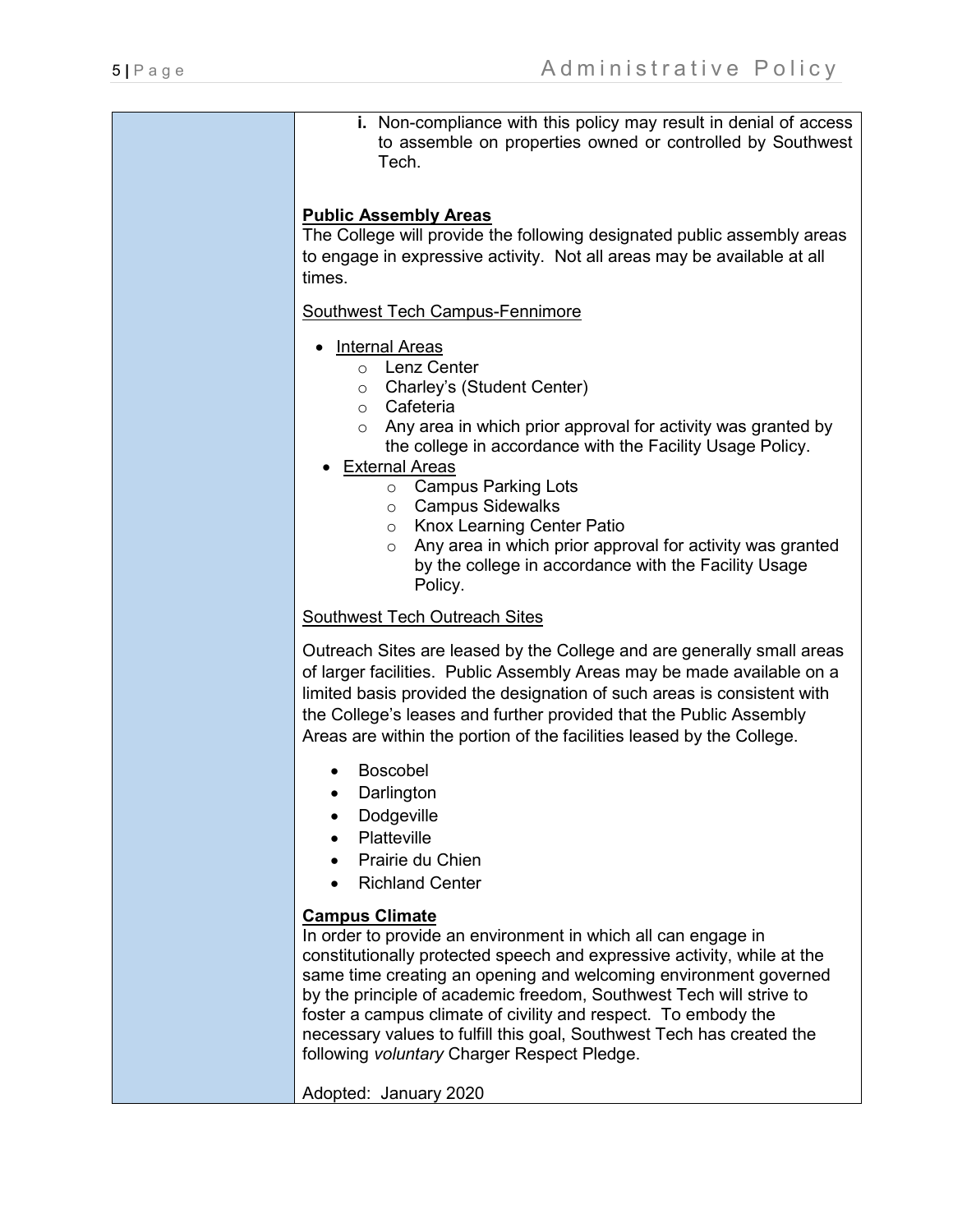i. Non-compliance with this policy may result in denial of access to assemble on properties owned or controlled by Southwest Tech.

**Public Assembly Areas**

The College will provide the following designated public assembly areas to engage in expressive activity. Not all areas may be available at all times.

Southwest Tech Campus-Fennimore

- Internal Areas
  - Lenz Center
  - Charley's (Student Center)
  - Cafeteria
  - Any area in which prior approval for activity was granted by the college in accordance with the Facility Usage Policy.
- External Areas
  - Campus Parking Lots
  - Campus Sidewalks
  - Knox Learning Center Patio
  - Any area in which prior approval for activity was granted by the college in accordance with the Facility Usage Policy.

Southwest Tech Outreach Sites

Outreach Sites are leased by the College and are generally small areas of larger facilities. Public Assembly Areas may be made available on a limited basis provided the designation of such areas is consistent with the College's leases and further provided that the Public Assembly Areas are within the portion of the facilities leased by the College.

- Boscobel
- Darlington
- Dodgeville
- Platteville
- Prairie du Chien
- Richland Center

**Campus Climate**

In order to provide an environment in which all can engage in constitutionally protected speech and expressive activity, while at the same time creating an opening and welcoming environment governed by the principle of academic freedom, Southwest Tech will strive to foster a campus climate of civility and respect. To embody the necessary values to fulfill this goal, Southwest Tech has created the following *voluntary* Charger Respect Pledge.

Adopted: January 2020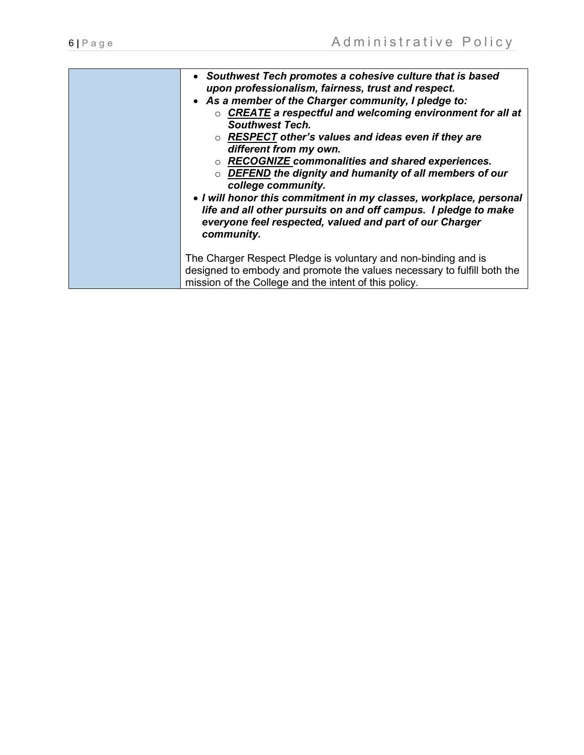| | |
|---|---|
| | • ***Southwest Tech promotes a cohesive culture that is based upon professionalism, fairness, trust and respect.***<br>• ***As a member of the Charger community, I pledge to:***<br>  ○ ***<u>CREATE</u> a respectful and welcoming environment for all at Southwest Tech.***<br>  ○ ***<u>RESPECT</u> other's values and ideas even if they are different from my own.***<br>  ○ ***<u>RECOGNIZE</u> commonalities and shared experiences.***<br>  ○ ***<u>DEFEND</u> the dignity and humanity of all members of our college community.***<br>• ***I will honor this commitment in my classes, workplace, personal life and all other pursuits on and off campus. I pledge to make everyone feel respected, valued and part of our Charger community.***<br><br>The Charger Respect Pledge is voluntary and non-binding and is designed to embody and promote the values necessary to fulfill both the mission of the College and the intent of this policy. |